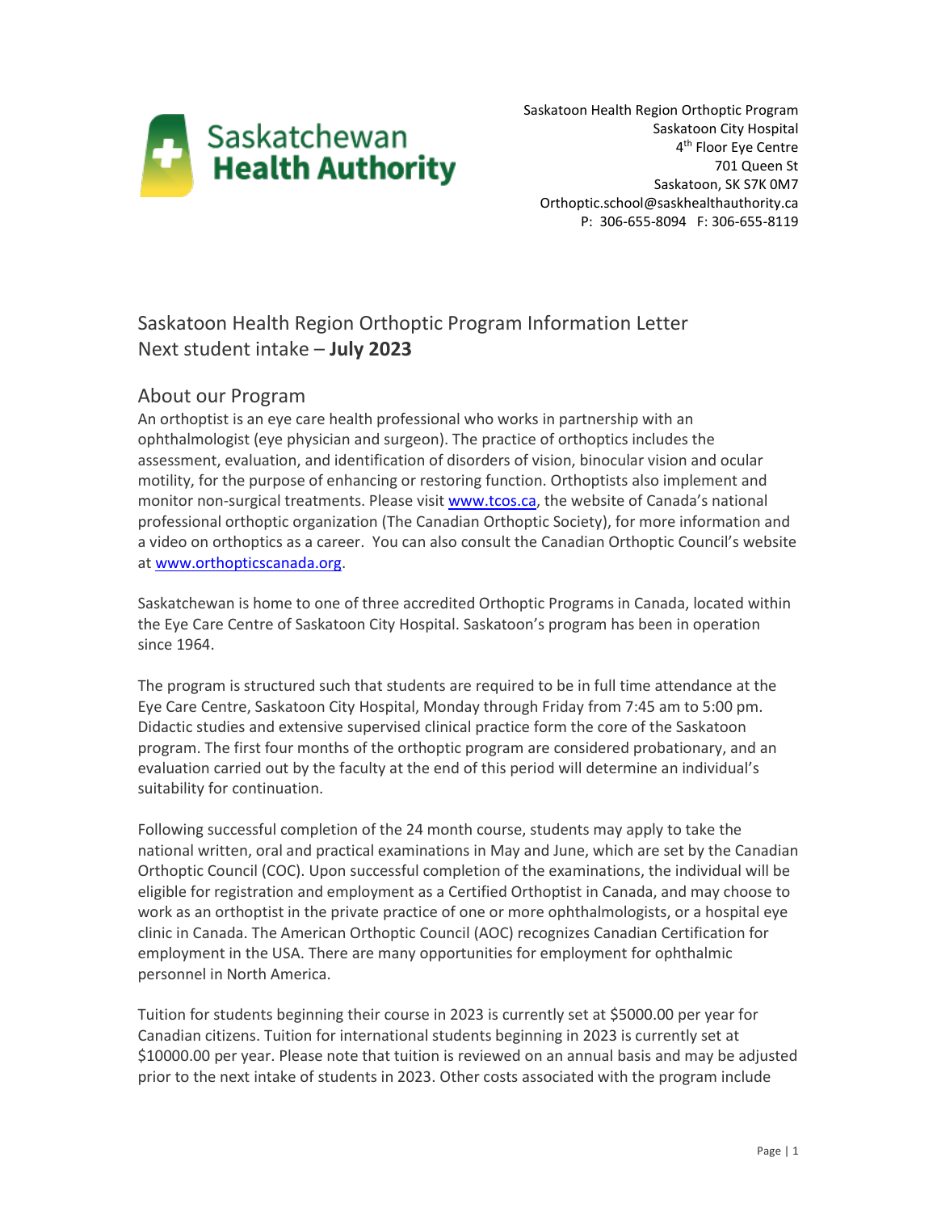Saskatchewan Health Authority

Saskatoon Health Region Orthoptic Program
Saskatoon City Hospital
4th Floor Eye Centre
701 Queen St
Saskatoon, SK S7K 0M7
Orthoptic.school@saskhealthauthority.ca
P: 306-655-8094 F: 306-655-8119

# Saskatoon Health Region Orthoptic Program Information Letter
# Next student intake – **July 2023**

## About our Program

An orthoptist is an eye care health professional who works in partnership with an ophthalmologist (eye physician and surgeon). The practice of orthoptics includes the assessment, evaluation, and identification of disorders of vision, binocular vision and ocular motility, for the purpose of enhancing or restoring function. Orthoptists also implement and monitor non-surgical treatments. Please visit www.tcos.ca, the website of Canada's national professional orthoptic organization (The Canadian Orthoptic Society), for more information and a video on orthoptics as a career. You can also consult the Canadian Orthoptic Council's website at www.orthopticscanada.org.

Saskatchewan is home to one of three accredited Orthoptic Programs in Canada, located within the Eye Care Centre of Saskatoon City Hospital. Saskatoon's program has been in operation since 1964.

The program is structured such that students are required to be in full time attendance at the Eye Care Centre, Saskatoon City Hospital, Monday through Friday from 7:45 am to 5:00 pm. Didactic studies and extensive supervised clinical practice form the core of the Saskatoon program. The first four months of the orthoptic program are considered probationary, and an evaluation carried out by the faculty at the end of this period will determine an individual's suitability for continuation.

Following successful completion of the 24 month course, students may apply to take the national written, oral and practical examinations in May and June, which are set by the Canadian Orthoptic Council (COC). Upon successful completion of the examinations, the individual will be eligible for registration and employment as a Certified Orthoptist in Canada, and may choose to work as an orthoptist in the private practice of one or more ophthalmologists, or a hospital eye clinic in Canada. The American Orthoptic Council (AOC) recognizes Canadian Certification for employment in the USA. There are many opportunities for employment for ophthalmic personnel in North America.

Tuition for students beginning their course in 2023 is currently set at $5000.00 per year for Canadian citizens. Tuition for international students beginning in 2023 is currently set at $10000.00 per year. Please note that tuition is reviewed on an annual basis and may be adjusted prior to the next intake of students in 2023. Other costs associated with the program include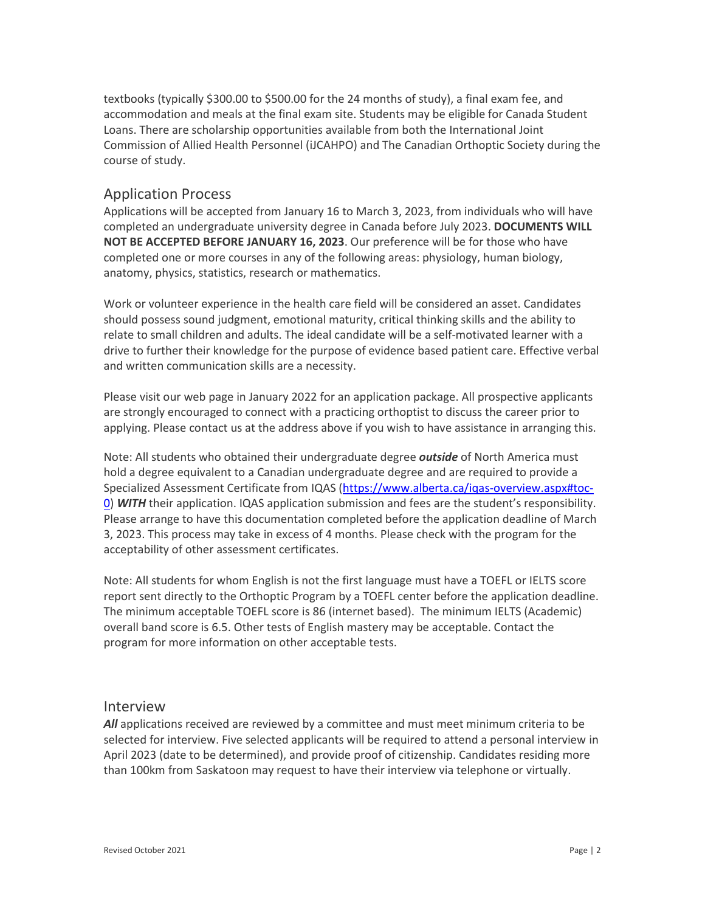textbooks (typically $300.00 to $500.00 for the 24 months of study), a final exam fee, and accommodation and meals at the final exam site. Students may be eligible for Canada Student Loans. There are scholarship opportunities available from both the International Joint Commission of Allied Health Personnel (iJCAHPO) and The Canadian Orthoptic Society during the course of study.

## Application Process

Applications will be accepted from January 16 to March 3, 2023, from individuals who will have completed an undergraduate university degree in Canada before July 2023. **DOCUMENTS WILL NOT BE ACCEPTED BEFORE JANUARY 16, 2023**. Our preference will be for those who have completed one or more courses in any of the following areas: physiology, human biology, anatomy, physics, statistics, research or mathematics.

Work or volunteer experience in the health care field will be considered an asset. Candidates should possess sound judgment, emotional maturity, critical thinking skills and the ability to relate to small children and adults. The ideal candidate will be a self-motivated learner with a drive to further their knowledge for the purpose of evidence based patient care. Effective verbal and written communication skills are a necessity.

Please visit our web page in January 2022 for an application package. All prospective applicants are strongly encouraged to connect with a practicing orthoptist to discuss the career prior to applying. Please contact us at the address above if you wish to have assistance in arranging this.

Note: All students who obtained their undergraduate degree ***outside*** of North America must hold a degree equivalent to a Canadian undergraduate degree and are required to provide a Specialized Assessment Certificate from IQAS ([https://www.alberta.ca/iqas-overview.aspx#toc-0](https://www.alberta.ca/iqas-overview.aspx#toc-0)) ***WITH*** their application. IQAS application submission and fees are the student's responsibility. Please arrange to have this documentation completed before the application deadline of March 3, 2023. This process may take in excess of 4 months. Please check with the program for the acceptability of other assessment certificates.

Note: All students for whom English is not the first language must have a TOEFL or IELTS score report sent directly to the Orthoptic Program by a TOEFL center before the application deadline. The minimum acceptable TOEFL score is 86 (internet based). The minimum IELTS (Academic) overall band score is 6.5. Other tests of English mastery may be acceptable. Contact the program for more information on other acceptable tests.

## Interview

***All*** applications received are reviewed by a committee and must meet minimum criteria to be selected for interview. Five selected applicants will be required to attend a personal interview in April 2023 (date to be determined), and provide proof of citizenship. Candidates residing more than 100km from Saskatoon may request to have their interview via telephone or virtually.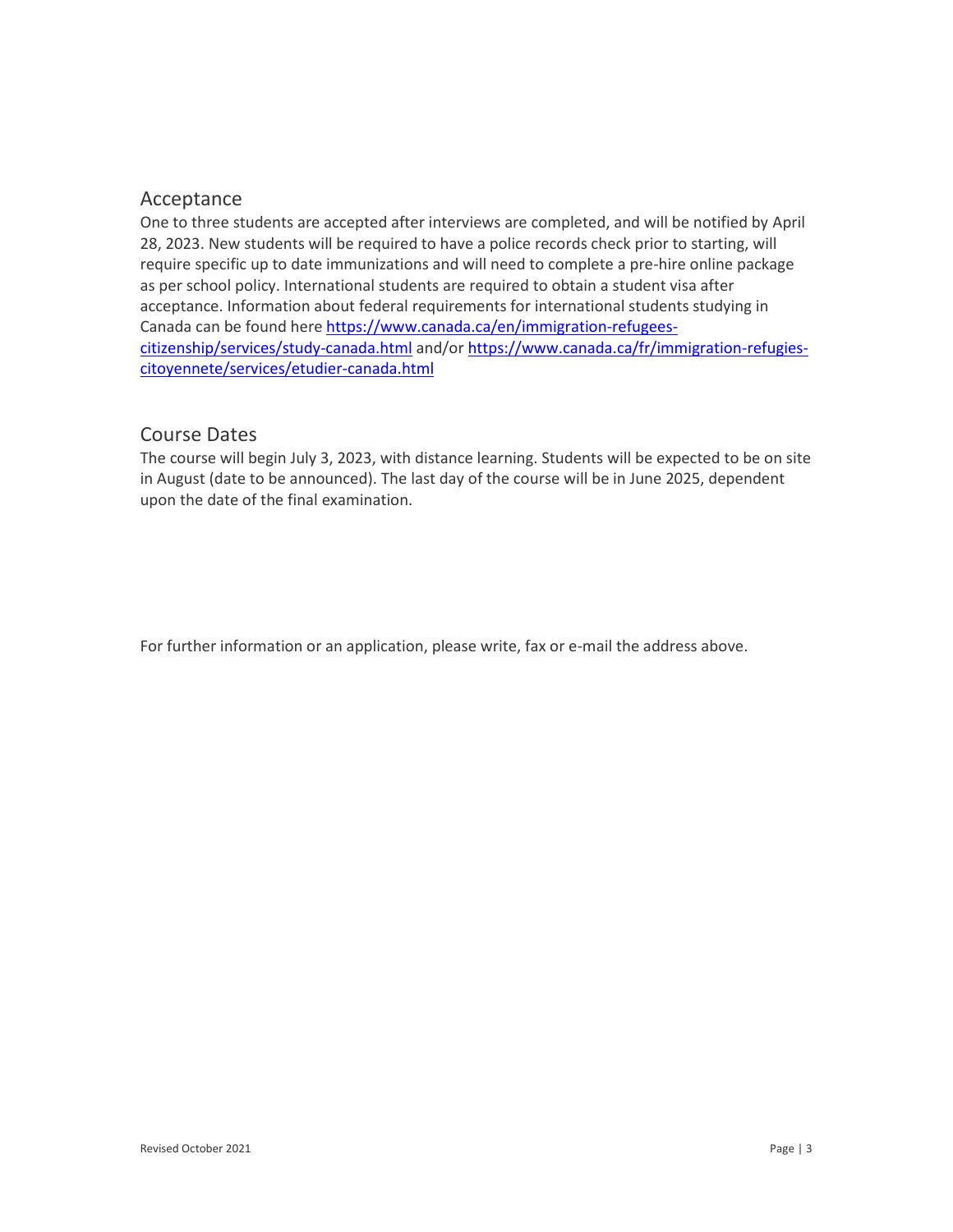## Acceptance

One to three students are accepted after interviews are completed, and will be notified by April 28, 2023. New students will be required to have a police records check prior to starting, will require specific up to date immunizations and will need to complete a pre-hire online package as per school policy. International students are required to obtain a student visa after acceptance. Information about federal requirements for international students studying in Canada can be found here [https://www.canada.ca/en/immigration-refugees-citizenship/services/study-canada.html](https://www.canada.ca/en/immigration-refugees-citizenship/services/study-canada.html) and/or [https://www.canada.ca/fr/immigration-refugies-citoyennete/services/etudier-canada.html](https://www.canada.ca/fr/immigration-refugies-citoyennete/services/etudier-canada.html)

## Course Dates

The course will begin July 3, 2023, with distance learning. Students will be expected to be on site in August (date to be announced). The last day of the course will be in June 2025, dependent upon the date of the final examination.

For further information or an application, please write, fax or e-mail the address above.

Revised October 2021